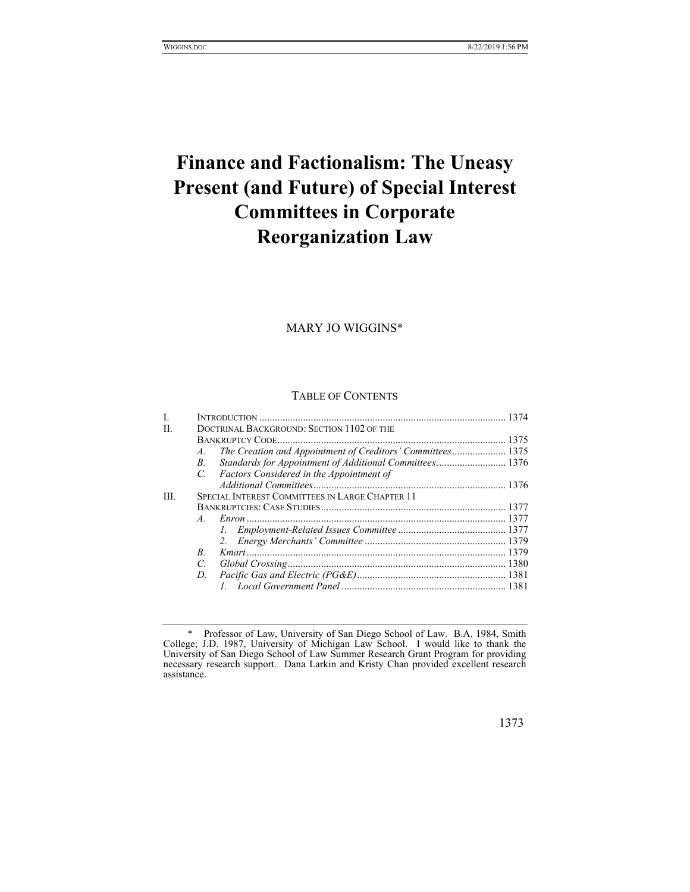# Finance and Factionalism: The Uneasy Present (and Future) of Special Interest Committees in Corporate Reorganization Law

MARY JO WIGGINS*

TABLE OF CONTENTS

| | | |
|---|---|---|
| I. | INTRODUCTION | 1374 |
| II. | DOCTRINAL BACKGROUND: SECTION 1102 OF THE BANKRUPTCY CODE | 1375 |
| | *A. The Creation and Appointment of Creditors' Committees* | 1375 |
| | *B. Standards for Appointment of Additional Committees* | 1376 |
| | *C. Factors Considered in the Appointment of Additional Committees* | 1376 |
| III. | SPECIAL INTEREST COMMITTEES IN LARGE CHAPTER 11 BANKRUPTCIES: CASE STUDIES | 1377 |
| | *A. Enron* | 1377 |
| | *1. Employment-Related Issues Committee* | 1377 |
| | *2. Energy Merchants' Committee* | 1379 |
| | *B. Kmart* | 1379 |
| | *C. Global Crossing* | 1380 |
| | *D. Pacific Gas and Electric (PG&E)* | 1381 |
| | *1. Local Government Panel* | 1381 |

\* Professor of Law, University of San Diego School of Law. B.A. 1984, Smith College; J.D. 1987, University of Michigan Law School. I would like to thank the University of San Diego School of Law Summer Research Grant Program for providing necessary research support. Dana Larkin and Kristy Chan provided excellent research assistance.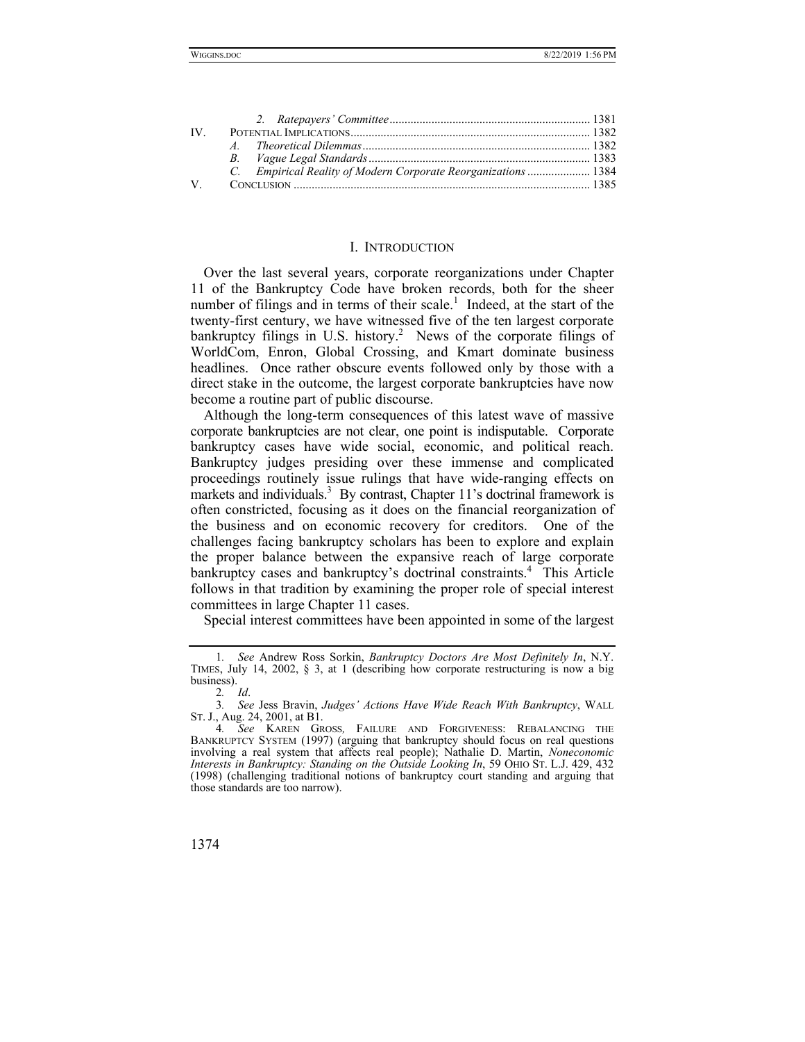| | | |
|---|---|---|
| | *2. Ratepayers' Committee* | 1381 |
| IV. | POTENTIAL IMPLICATIONS | 1382 |
| | *A. Theoretical Dilemmas* | 1382 |
| | *B. Vague Legal Standards* | 1383 |
| | *C. Empirical Reality of Modern Corporate Reorganizations* | 1384 |
| V. | CONCLUSION | 1385 |

## I. INTRODUCTION

Over the last several years, corporate reorganizations under Chapter 11 of the Bankruptcy Code have broken records, both for the sheer number of filings and in terms of their scale.[1] Indeed, at the start of the twenty-first century, we have witnessed five of the ten largest corporate bankruptcy filings in U.S. history.[2] News of the corporate filings of WorldCom, Enron, Global Crossing, and Kmart dominate business headlines. Once rather obscure events followed only by those with a direct stake in the outcome, the largest corporate bankruptcies have now become a routine part of public discourse.

Although the long-term consequences of this latest wave of massive corporate bankruptcies are not clear, one point is indisputable. Corporate bankruptcy cases have wide social, economic, and political reach. Bankruptcy judges presiding over these immense and complicated proceedings routinely issue rulings that have wide-ranging effects on markets and individuals.[3] By contrast, Chapter 11's doctrinal framework is often constricted, focusing as it does on the financial reorganization of the business and on economic recovery for creditors. One of the challenges facing bankruptcy scholars has been to explore and explain the proper balance between the expansive reach of large corporate bankruptcy cases and bankruptcy's doctrinal constraints.[4] This Article follows in that tradition by examining the proper role of special interest committees in large Chapter 11 cases.

Special interest committees have been appointed in some of the largest

---

1. *See* Andrew Ross Sorkin, *Bankruptcy Doctors Are Most Definitely In*, N.Y. TIMES, July 14, 2002, § 3, at 1 (describing how corporate restructuring is now a big business).

2. *Id*.

3. *See* Jess Bravin, *Judges' Actions Have Wide Reach With Bankruptcy*, WALL ST. J., Aug. 24, 2001, at B1.

4. *See* KAREN GROSS, FAILURE AND FORGIVENESS: REBALANCING THE BANKRUPTCY SYSTEM (1997) (arguing that bankruptcy should focus on real questions involving a real system that affects real people); Nathalie D. Martin, *Noneconomic Interests in Bankruptcy: Standing on the Outside Looking In*, 59 OHIO ST. L.J. 429, 432 (1998) (challenging traditional notions of bankruptcy court standing and arguing that those standards are too narrow).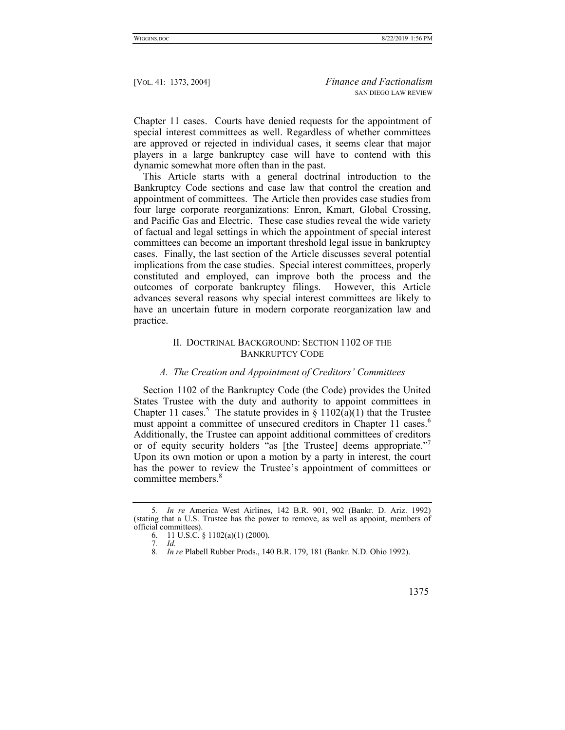Chapter 11 cases. Courts have denied requests for the appointment of special interest committees as well. Regardless of whether committees are approved or rejected in individual cases, it seems clear that major players in a large bankruptcy case will have to contend with this dynamic somewhat more often than in the past.

This Article starts with a general doctrinal introduction to the Bankruptcy Code sections and case law that control the creation and appointment of committees. The Article then provides case studies from four large corporate reorganizations: Enron, Kmart, Global Crossing, and Pacific Gas and Electric. These case studies reveal the wide variety of factual and legal settings in which the appointment of special interest committees can become an important threshold legal issue in bankruptcy cases. Finally, the last section of the Article discusses several potential implications from the case studies. Special interest committees, properly constituted and employed, can improve both the process and the outcomes of corporate bankruptcy filings. However, this Article advances several reasons why special interest committees are likely to have an uncertain future in modern corporate reorganization law and practice.

## II. Doctrinal Background: Section 1102 of the Bankruptcy Code

### *A. The Creation and Appointment of Creditors' Committees*

Section 1102 of the Bankruptcy Code (the Code) provides the United States Trustee with the duty and authority to appoint committees in Chapter 11 cases.[5] The statute provides in § 1102(a)(1) that the Trustee must appoint a committee of unsecured creditors in Chapter 11 cases.[6] Additionally, the Trustee can appoint additional committees of creditors or of equity security holders "as [the Trustee] deems appropriate."[7] Upon its own motion or upon a motion by a party in interest, the court has the power to review the Trustee's appointment of committees or committee members.[8]

---

5. *In re* America West Airlines, 142 B.R. 901, 902 (Bankr. D. Ariz. 1992) (stating that a U.S. Trustee has the power to remove, as well as appoint, members of official committees).

6. 11 U.S.C. § 1102(a)(1) (2000).

7. *Id.*

8. *In re* Plabell Rubber Prods., 140 B.R. 179, 181 (Bankr. N.D. Ohio 1992).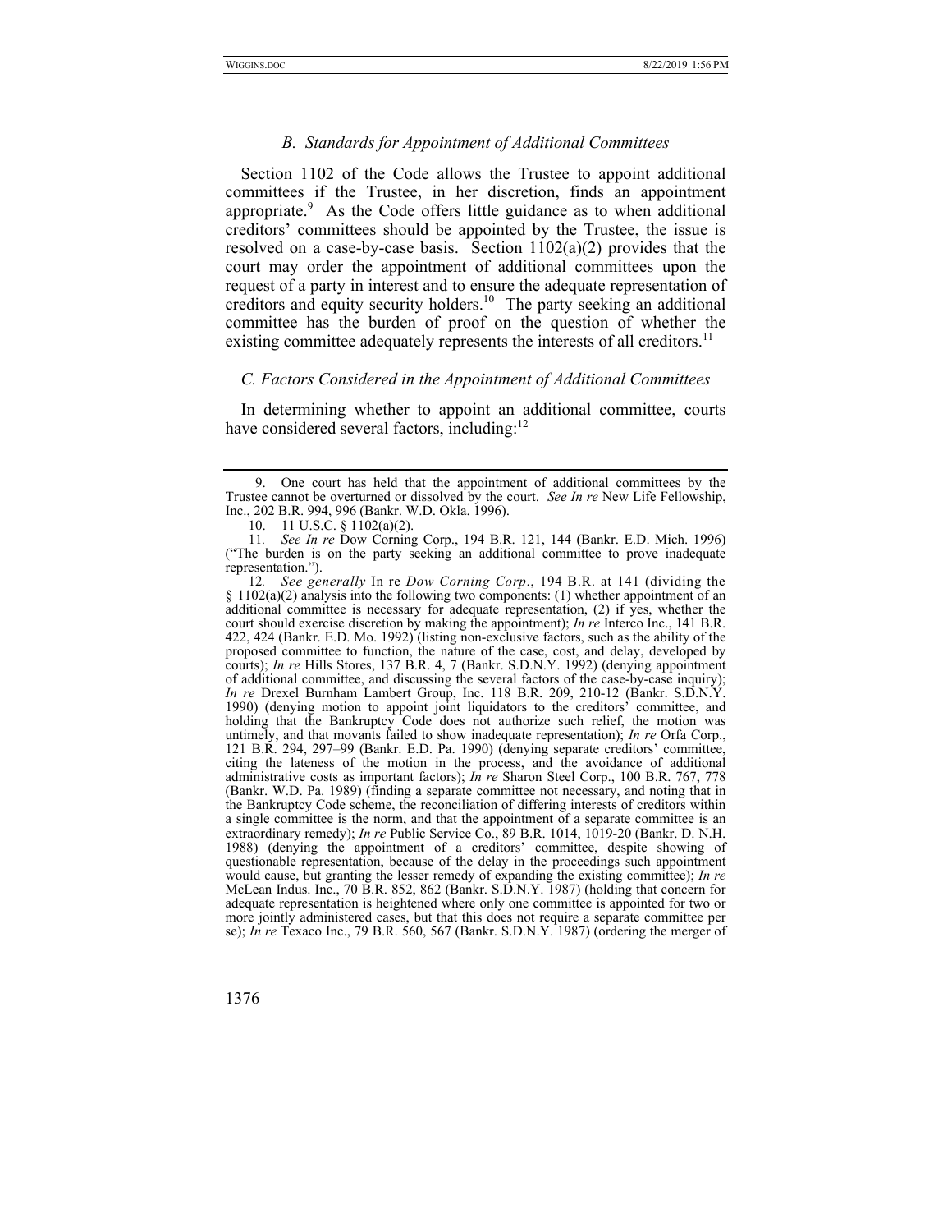### *B. Standards for Appointment of Additional Committees*

Section 1102 of the Code allows the Trustee to appoint additional committees if the Trustee, in her discretion, finds an appointment appropriate.[9] As the Code offers little guidance as to when additional creditors' committees should be appointed by the Trustee, the issue is resolved on a case-by-case basis. Section 1102(a)(2) provides that the court may order the appointment of additional committees upon the request of a party in interest and to ensure the adequate representation of creditors and equity security holders.[10] The party seeking an additional committee has the burden of proof on the question of whether the existing committee adequately represents the interests of all creditors.[11]

### *C. Factors Considered in the Appointment of Additional Committees*

In determining whether to appoint an additional committee, courts have considered several factors, including:[12]

---

9. One court has held that the appointment of additional committees by the Trustee cannot be overturned or dissolved by the court. *See In re* New Life Fellowship, Inc., 202 B.R. 994, 996 (Bankr. W.D. Okla. 1996).

10. 11 U.S.C. § 1102(a)(2).

11. *See In re* Dow Corning Corp., 194 B.R. 121, 144 (Bankr. E.D. Mich. 1996) ("The burden is on the party seeking an additional committee to prove inadequate representation.").

12. *See generally* In re *Dow Corning Corp*., 194 B.R. at 141 (dividing the § 1102(a)(2) analysis into the following two components: (1) whether appointment of an additional committee is necessary for adequate representation, (2) if yes, whether the court should exercise discretion by making the appointment); *In re* Interco Inc., 141 B.R. 422, 424 (Bankr. E.D. Mo. 1992) (listing non-exclusive factors, such as the ability of the proposed committee to function, the nature of the case, cost, and delay, developed by courts); *In re* Hills Stores, 137 B.R. 4, 7 (Bankr. S.D.N.Y. 1992) (denying appointment of additional committee, and discussing the several factors of the case-by-case inquiry); *In re* Drexel Burnham Lambert Group, Inc. 118 B.R. 209, 210-12 (Bankr. S.D.N.Y. 1990) (denying motion to appoint joint liquidators to the creditors' committee, and holding that the Bankruptcy Code does not authorize such relief, the motion was untimely, and that movants failed to show inadequate representation); *In re* Orfa Corp., 121 B.R. 294, 297–99 (Bankr. E.D. Pa. 1990) (denying separate creditors' committee, citing the lateness of the motion in the process, and the avoidance of additional administrative costs as important factors); *In re* Sharon Steel Corp., 100 B.R. 767, 778 (Bankr. W.D. Pa. 1989) (finding a separate committee not necessary, and noting that in the Bankruptcy Code scheme, the reconciliation of differing interests of creditors within a single committee is the norm, and that the appointment of a separate committee is an extraordinary remedy); *In re* Public Service Co., 89 B.R. 1014, 1019-20 (Bankr. D. N.H. 1988) (denying the appointment of a creditors' committee, despite showing of questionable representation, because of the delay in the proceedings such appointment would cause, but granting the lesser remedy of expanding the existing committee); *In re* McLean Indus. Inc., 70 B.R. 852, 862 (Bankr. S.D.N.Y. 1987) (holding that concern for adequate representation is heightened where only one committee is appointed for two or more jointly administered cases, but that this does not require a separate committee per se); *In re* Texaco Inc., 79 B.R. 560, 567 (Bankr. S.D.N.Y. 1987) (ordering the merger of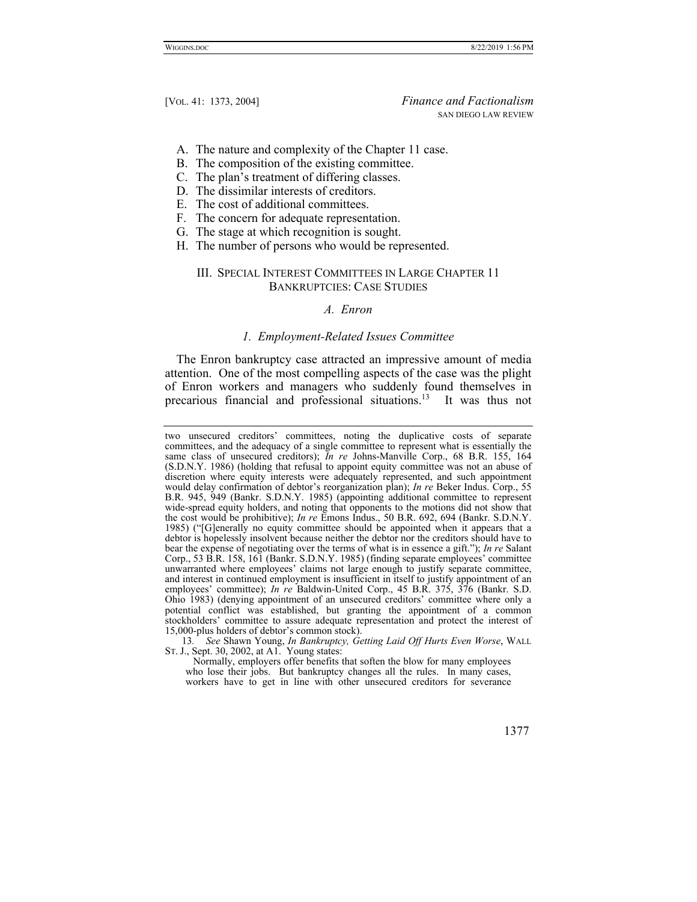A. The nature and complexity of the Chapter 11 case.
B. The composition of the existing committee.
C. The plan's treatment of differing classes.
D. The dissimilar interests of creditors.
E. The cost of additional committees.
F. The concern for adequate representation.
G. The stage at which recognition is sought.
H. The number of persons who would be represented.

## III. SPECIAL INTEREST COMMITTEES IN LARGE CHAPTER 11 BANKRUPTCIES: CASE STUDIES

### *A. Enron*

#### *1. Employment-Related Issues Committee*

The Enron bankruptcy case attracted an impressive amount of media attention. One of the most compelling aspects of the case was the plight of Enron workers and managers who suddenly found themselves in precarious financial and professional situations.[13] It was thus not

---

two unsecured creditors' committees, noting the duplicative costs of separate committees, and the adequacy of a single committee to represent what is essentially the same class of unsecured creditors); *In re* Johns-Manville Corp., 68 B.R. 155, 164 (S.D.N.Y. 1986) (holding that refusal to appoint equity committee was not an abuse of discretion where equity interests were adequately represented, and such appointment would delay confirmation of debtor's reorganization plan); *In re* Beker Indus. Corp., 55 B.R. 945, 949 (Bankr. S.D.N.Y. 1985) (appointing additional committee to represent wide-spread equity holders, and noting that opponents to the motions did not show that the cost would be prohibitive); *In re* Emons Indus., 50 B.R. 692, 694 (Bankr. S.D.N.Y. 1985) ("[G]enerally no equity committee should be appointed when it appears that a debtor is hopelessly insolvent because neither the debtor nor the creditors should have to bear the expense of negotiating over the terms of what is in essence a gift."); *In re* Salant Corp., 53 B.R. 158, 161 (Bankr. S.D.N.Y. 1985) (finding separate employees' committee unwarranted where employees' claims not large enough to justify separate committee, and interest in continued employment is insufficient in itself to justify appointment of an employees' committee); *In re* Baldwin-United Corp., 45 B.R. 375, 376 (Bankr. S.D. Ohio 1983) (denying appointment of an unsecured creditors' committee where only a potential conflict was established, but granting the appointment of a common stockholders' committee to assure adequate representation and protect the interest of 15,000-plus holders of debtor's common stock).

13. *See* Shawn Young, *In Bankruptcy, Getting Laid Off Hurts Even Worse*, WALL ST. J., Sept. 30, 2002, at A1. Young states:

> Normally, employers offer benefits that soften the blow for many employees who lose their jobs. But bankruptcy changes all the rules. In many cases, workers have to get in line with other unsecured creditors for severance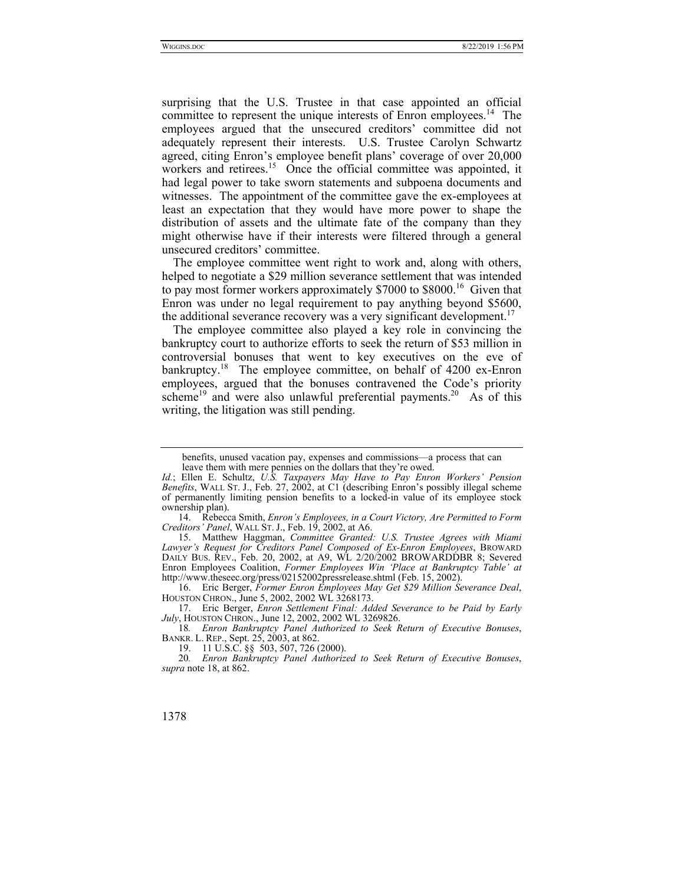surprising that the U.S. Trustee in that case appointed an official committee to represent the unique interests of Enron employees.[14] The employees argued that the unsecured creditors' committee did not adequately represent their interests. U.S. Trustee Carolyn Schwartz agreed, citing Enron's employee benefit plans' coverage of over 20,000 workers and retirees.[15] Once the official committee was appointed, it had legal power to take sworn statements and subpoena documents and witnesses. The appointment of the committee gave the ex-employees at least an expectation that they would have more power to shape the distribution of assets and the ultimate fate of the company than they might otherwise have if their interests were filtered through a general unsecured creditors' committee.

The employee committee went right to work and, along with others, helped to negotiate a $29 million severance settlement that was intended to pay most former workers approximately $7000 to $8000.[16] Given that Enron was under no legal requirement to pay anything beyond $5600, the additional severance recovery was a very significant development.[17]

The employee committee also played a key role in convincing the bankruptcy court to authorize efforts to seek the return of $53 million in controversial bonuses that went to key executives on the eve of bankruptcy.[18] The employee committee, on behalf of 4200 ex-Enron employees, argued that the bonuses contravened the Code's priority scheme[19] and were also unlawful preferential payments.[20] As of this writing, the litigation was still pending.

---

benefits, unused vacation pay, expenses and commissions—a process that can leave them with mere pennies on the dollars that they're owed.

*Id.*; Ellen E. Schultz, *U.S. Taxpayers May Have to Pay Enron Workers' Pension Benefits*, WALL ST. J., Feb. 27, 2002, at C1 (describing Enron's possibly illegal scheme of permanently limiting pension benefits to a locked-in value of its employee stock ownership plan).

14. Rebecca Smith, *Enron's Employees, in a Court Victory, Are Permitted to Form Creditors' Panel*, WALL ST. J., Feb. 19, 2002, at A6.

15. Matthew Haggman, *Committee Granted: U.S. Trustee Agrees with Miami Lawyer's Request for Creditors Panel Composed of Ex-Enron Employees*, BROWARD DAILY BUS. REV., Feb. 20, 2002, at A9, WL 2/20/2002 BROWARDDBR 8; Severed Enron Employees Coalition, *Former Employees Win 'Place at Bankruptcy Table' at* http://www.theseec.org/press/02152002pressrelease.shtml (Feb. 15, 2002).

16. Eric Berger, *Former Enron Employees May Get $29 Million Severance Deal*, HOUSTON CHRON., June 5, 2002, 2002 WL 3268173.

17. Eric Berger, *Enron Settlement Final: Added Severance to be Paid by Early July*, HOUSTON CHRON., June 12, 2002, 2002 WL 3269826.

18. *Enron Bankruptcy Panel Authorized to Seek Return of Executive Bonuses*, BANKR. L. REP., Sept. 25, 2003, at 862.

19. 11 U.S.C. §§ 503, 507, 726 (2000).

20. *Enron Bankruptcy Panel Authorized to Seek Return of Executive Bonuses*, *supra* note 18, at 862.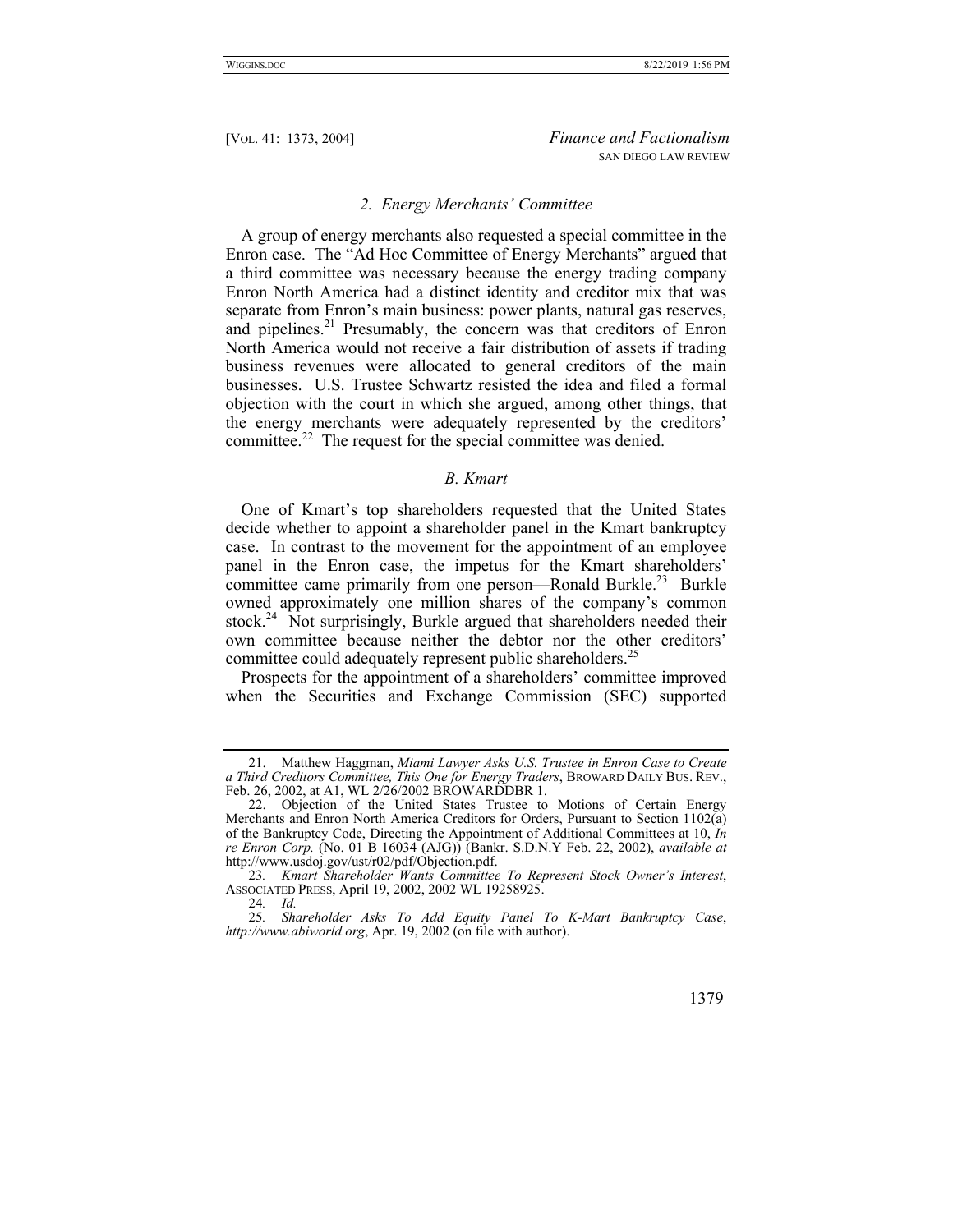### 2. *Energy Merchants' Committee*

A group of energy merchants also requested a special committee in the Enron case. The "Ad Hoc Committee of Energy Merchants" argued that a third committee was necessary because the energy trading company Enron North America had a distinct identity and creditor mix that was separate from Enron's main business: power plants, natural gas reserves, and pipelines.[21] Presumably, the concern was that creditors of Enron North America would not receive a fair distribution of assets if trading business revenues were allocated to general creditors of the main businesses. U.S. Trustee Schwartz resisted the idea and filed a formal objection with the court in which she argued, among other things, that the energy merchants were adequately represented by the creditors' committee.[22] The request for the special committee was denied.

## *B. Kmart*

One of Kmart's top shareholders requested that the United States decide whether to appoint a shareholder panel in the Kmart bankruptcy case. In contrast to the movement for the appointment of an employee panel in the Enron case, the impetus for the Kmart shareholders' committee came primarily from one person—Ronald Burkle.[23] Burkle owned approximately one million shares of the company's common stock.[24] Not surprisingly, Burkle argued that shareholders needed their own committee because neither the debtor nor the other creditors' committee could adequately represent public shareholders.[25]

Prospects for the appointment of a shareholders' committee improved when the Securities and Exchange Commission (SEC) supported

---

21. Matthew Haggman, *Miami Lawyer Asks U.S. Trustee in Enron Case to Create a Third Creditors Committee, This One for Energy Traders*, BROWARD DAILY BUS. REV., Feb. 26, 2002, at A1, WL 2/26/2002 BROWARDDBR 1.

22. Objection of the United States Trustee to Motions of Certain Energy Merchants and Enron North America Creditors for Orders, Pursuant to Section 1102(a) of the Bankruptcy Code, Directing the Appointment of Additional Committees at 10, *In re Enron Corp.* (No. 01 B 16034 (AJG)) (Bankr. S.D.N.Y Feb. 22, 2002), *available at* http://www.usdoj.gov/ust/r02/pdf/Objection.pdf.

23. *Kmart Shareholder Wants Committee To Represent Stock Owner's Interest*, ASSOCIATED PRESS, April 19, 2002, 2002 WL 19258925.

24. *Id.*

25. *Shareholder Asks To Add Equity Panel To K-Mart Bankruptcy Case*, *http://www.abiworld.org*, Apr. 19, 2002 (on file with author).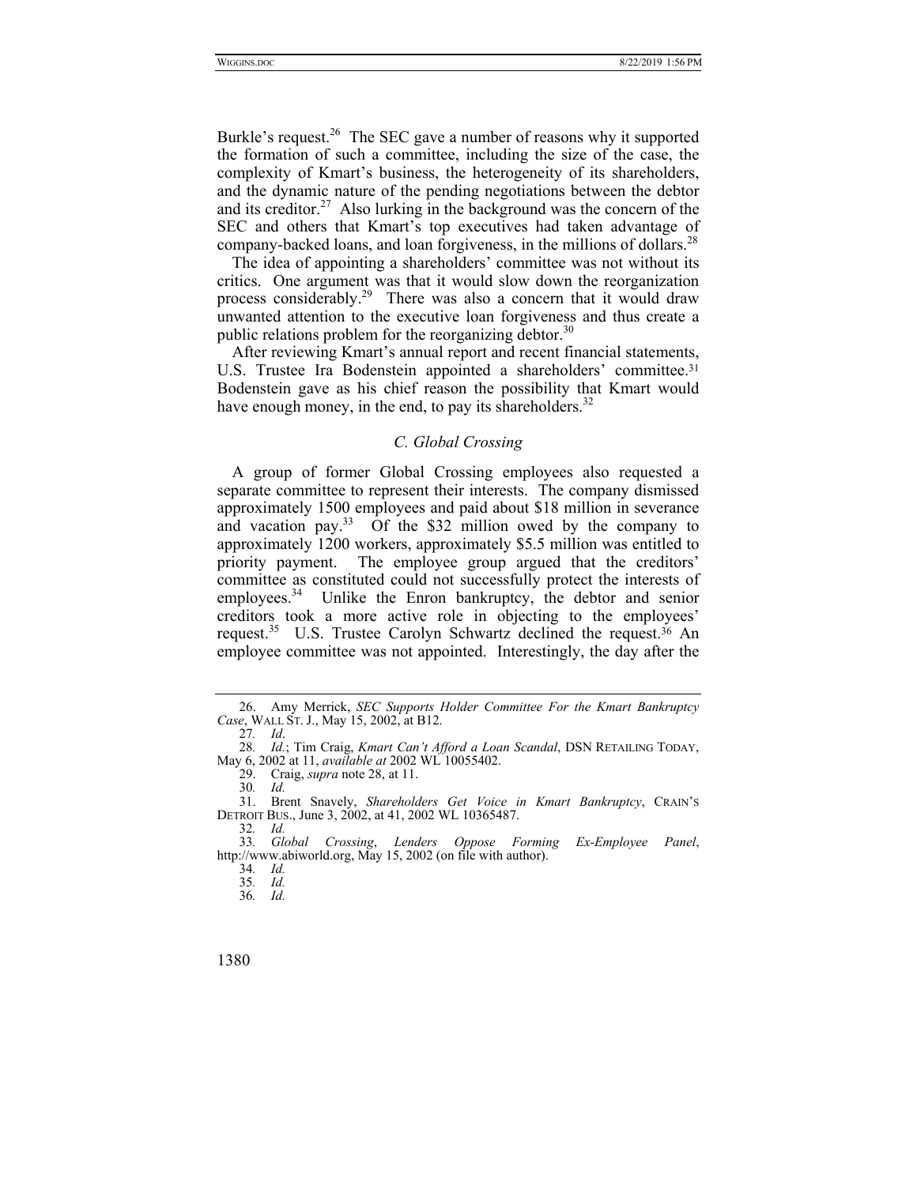Burkle's request.[26] The SEC gave a number of reasons why it supported the formation of such a committee, including the size of the case, the complexity of Kmart's business, the heterogeneity of its shareholders, and the dynamic nature of the pending negotiations between the debtor and its creditor.[27] Also lurking in the background was the concern of the SEC and others that Kmart's top executives had taken advantage of company-backed loans, and loan forgiveness, in the millions of dollars.[28]

The idea of appointing a shareholders' committee was not without its critics. One argument was that it would slow down the reorganization process considerably.[29] There was also a concern that it would draw unwanted attention to the executive loan forgiveness and thus create a public relations problem for the reorganizing debtor.[30]

After reviewing Kmart's annual report and recent financial statements, U.S. Trustee Ira Bodenstein appointed a shareholders' committee.[31] Bodenstein gave as his chief reason the possibility that Kmart would have enough money, in the end, to pay its shareholders.[32]

### *C. Global Crossing*

A group of former Global Crossing employees also requested a separate committee to represent their interests. The company dismissed approximately 1500 employees and paid about $18 million in severance and vacation pay.[33] Of the $32 million owed by the company to approximately 1200 workers, approximately $5.5 million was entitled to priority payment. The employee group argued that the creditors' committee as constituted could not successfully protect the interests of employees.[34] Unlike the Enron bankruptcy, the debtor and senior creditors took a more active role in objecting to the employees' request.[35] U.S. Trustee Carolyn Schwartz declined the request.[36] An employee committee was not appointed. Interestingly, the day after the

---

26. Amy Merrick, *SEC Supports Holder Committee For the Kmart Bankruptcy Case*, WALL ST. J., May 15, 2002, at B12.

27. *Id*.

28. *Id.*; Tim Craig, *Kmart Can't Afford a Loan Scandal*, DSN RETAILING TODAY, May 6, 2002 at 11, *available at* 2002 WL 10055402.

29. Craig, *supra* note 28, at 11.

30. *Id.*

31. Brent Snavely, *Shareholders Get Voice in Kmart Bankruptcy*, CRAIN'S DETROIT BUS., June 3, 2002, at 41, 2002 WL 10365487.

32. *Id.*

33. *Global Crossing*, *Lenders Oppose Forming Ex-Employee Panel*, http://www.abiworld.org, May 15, 2002 (on file with author).

34. *Id.*

35. *Id.*

36. *Id.*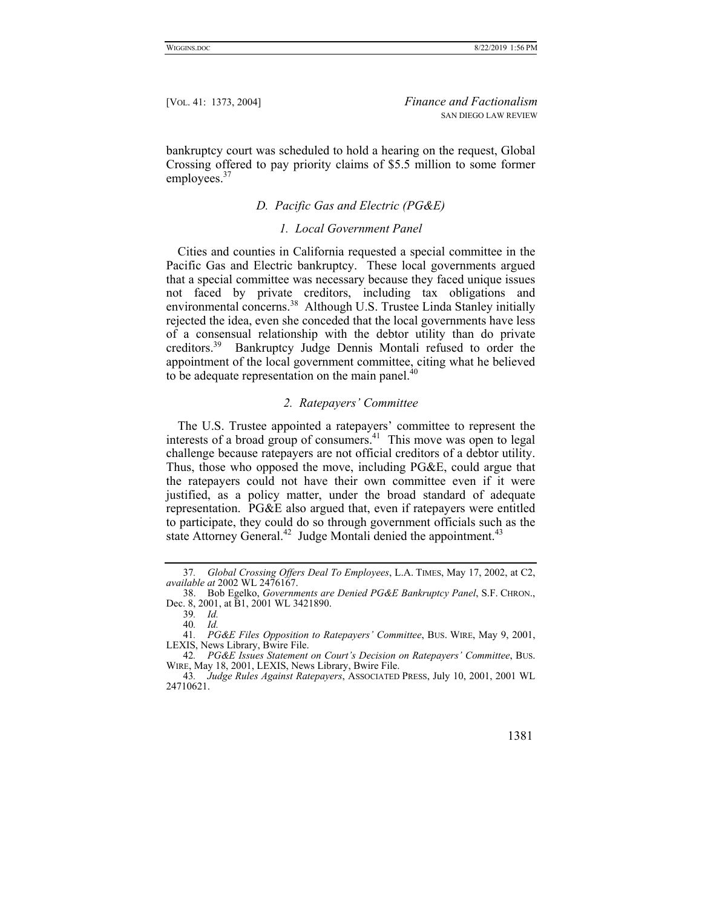bankruptcy court was scheduled to hold a hearing on the request, Global Crossing offered to pay priority claims of $5.5 million to some former employees.[37]

### *D. Pacific Gas and Electric (PG&E)*

#### *1. Local Government Panel*

Cities and counties in California requested a special committee in the Pacific Gas and Electric bankruptcy. These local governments argued that a special committee was necessary because they faced unique issues not faced by private creditors, including tax obligations and environmental concerns.[38] Although U.S. Trustee Linda Stanley initially rejected the idea, even she conceded that the local governments have less of a consensual relationship with the debtor utility than do private creditors.[39] Bankruptcy Judge Dennis Montali refused to order the appointment of the local government committee, citing what he believed to be adequate representation on the main panel.[40]

#### *2. Ratepayers' Committee*

The U.S. Trustee appointed a ratepayers' committee to represent the interests of a broad group of consumers.[41] This move was open to legal challenge because ratepayers are not official creditors of a debtor utility. Thus, those who opposed the move, including PG&E, could argue that the ratepayers could not have their own committee even if it were justified, as a policy matter, under the broad standard of adequate representation. PG&E also argued that, even if ratepayers were entitled to participate, they could do so through government officials such as the state Attorney General.[42] Judge Montali denied the appointment.[43]

---

37. *Global Crossing Offers Deal To Employees*, L.A. TIMES, May 17, 2002, at C2, *available at* 2002 WL 2476167.

38. Bob Egelko, *Governments are Denied PG&E Bankruptcy Panel*, S.F. CHRON., Dec. 8, 2001, at B1, 2001 WL 3421890.

39. *Id.*

40. *Id.*

41. *PG&E Files Opposition to Ratepayers' Committee*, BUS. WIRE, May 9, 2001, LEXIS, News Library, Bwire File.

42. *PG&E Issues Statement on Court's Decision on Ratepayers' Committee*, BUS. WIRE, May 18, 2001, LEXIS, News Library, Bwire File.

43. *Judge Rules Against Ratepayers*, ASSOCIATED PRESS, July 10, 2001, 2001 WL 24710621.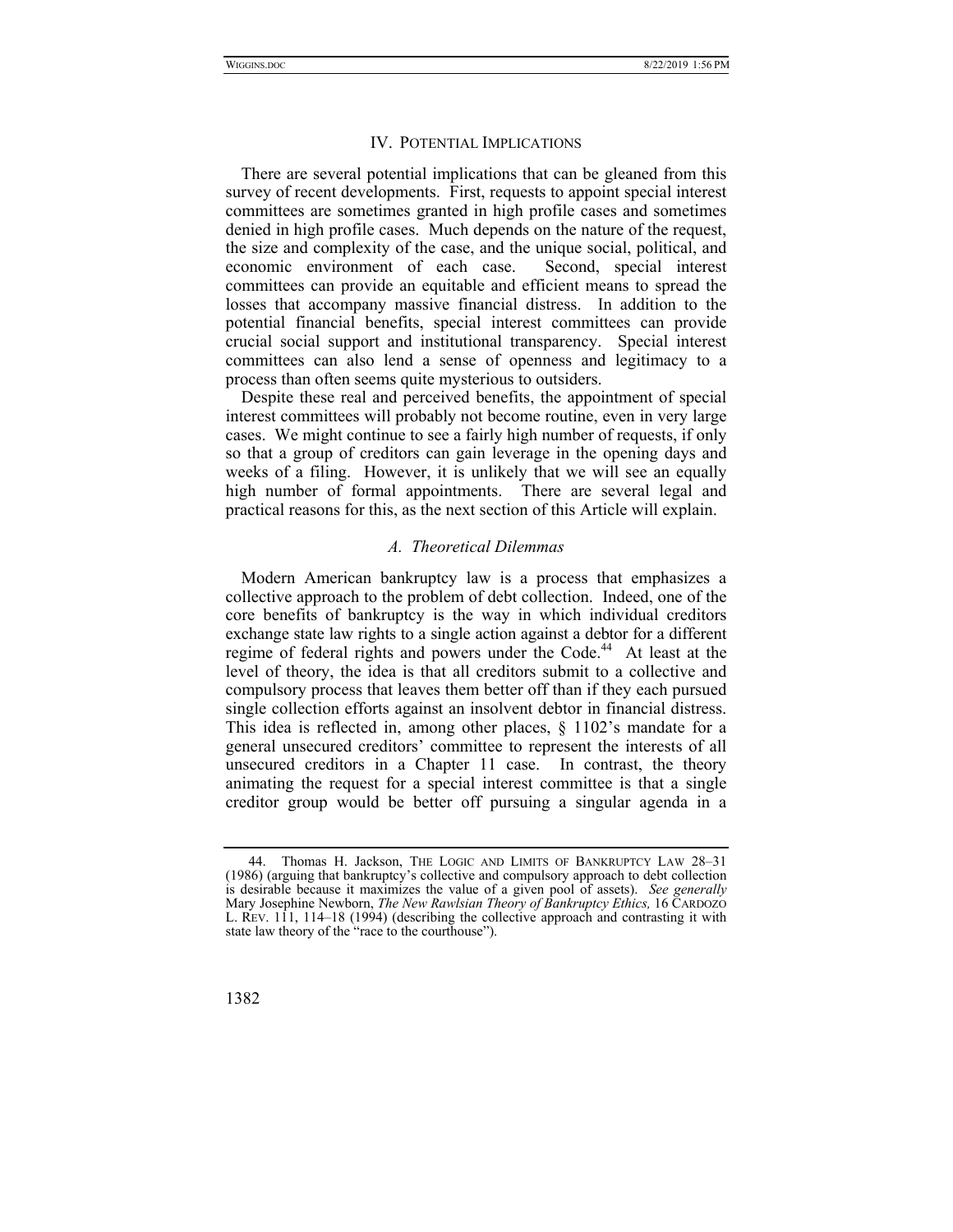## IV. Potential Implications

There are several potential implications that can be gleaned from this survey of recent developments. First, requests to appoint special interest committees are sometimes granted in high profile cases and sometimes denied in high profile cases. Much depends on the nature of the request, the size and complexity of the case, and the unique social, political, and economic environment of each case. Second, special interest committees can provide an equitable and efficient means to spread the losses that accompany massive financial distress. In addition to the potential financial benefits, special interest committees can provide crucial social support and institutional transparency. Special interest committees can also lend a sense of openness and legitimacy to a process than often seems quite mysterious to outsiders.

Despite these real and perceived benefits, the appointment of special interest committees will probably not become routine, even in very large cases. We might continue to see a fairly high number of requests, if only so that a group of creditors can gain leverage in the opening days and weeks of a filing. However, it is unlikely that we will see an equally high number of formal appointments. There are several legal and practical reasons for this, as the next section of this Article will explain.

### *A. Theoretical Dilemmas*

Modern American bankruptcy law is a process that emphasizes a collective approach to the problem of debt collection. Indeed, one of the core benefits of bankruptcy is the way in which individual creditors exchange state law rights to a single action against a debtor for a different regime of federal rights and powers under the Code.[44] At least at the level of theory, the idea is that all creditors submit to a collective and compulsory process that leaves them better off than if they each pursued single collection efforts against an insolvent debtor in financial distress. This idea is reflected in, among other places, § 1102's mandate for a general unsecured creditors' committee to represent the interests of all unsecured creditors in a Chapter 11 case. In contrast, the theory animating the request for a special interest committee is that a single creditor group would be better off pursuing a singular agenda in a

---

44. Thomas H. Jackson, The Logic and Limits of Bankruptcy Law 28–31 (1986) (arguing that bankruptcy's collective and compulsory approach to debt collection is desirable because it maximizes the value of a given pool of assets). *See generally* Mary Josephine Newborn, *The New Rawlsian Theory of Bankruptcy Ethics,* 16 Cardozo L. Rev. 111, 114–18 (1994) (describing the collective approach and contrasting it with state law theory of the "race to the courthouse").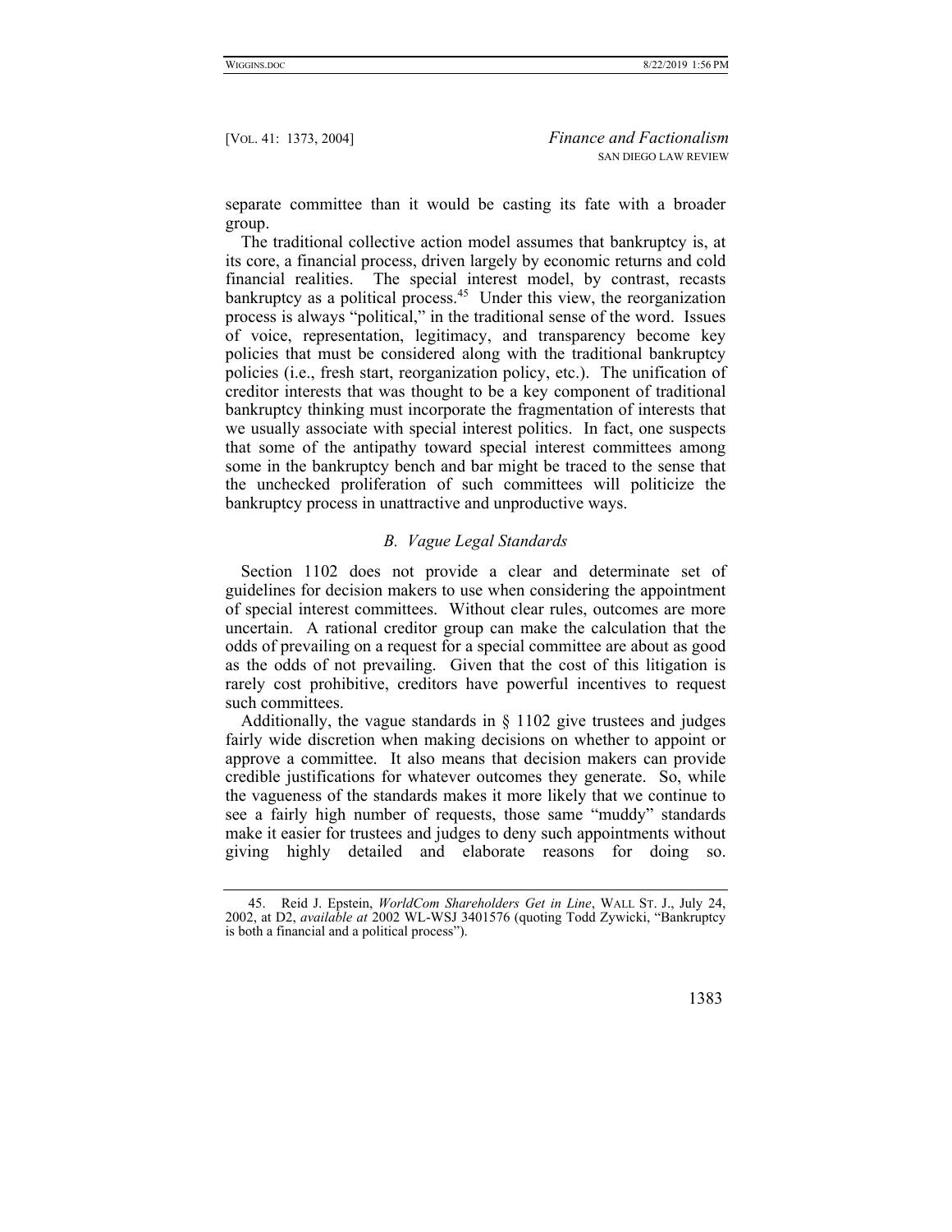separate committee than it would be casting its fate with a broader group.

The traditional collective action model assumes that bankruptcy is, at its core, a financial process, driven largely by economic returns and cold financial realities. The special interest model, by contrast, recasts bankruptcy as a political process.[45] Under this view, the reorganization process is always "political," in the traditional sense of the word. Issues of voice, representation, legitimacy, and transparency become key policies that must be considered along with the traditional bankruptcy policies (i.e., fresh start, reorganization policy, etc.). The unification of creditor interests that was thought to be a key component of traditional bankruptcy thinking must incorporate the fragmentation of interests that we usually associate with special interest politics. In fact, one suspects that some of the antipathy toward special interest committees among some in the bankruptcy bench and bar might be traced to the sense that the unchecked proliferation of such committees will politicize the bankruptcy process in unattractive and unproductive ways.

### *B. Vague Legal Standards*

Section 1102 does not provide a clear and determinate set of guidelines for decision makers to use when considering the appointment of special interest committees. Without clear rules, outcomes are more uncertain. A rational creditor group can make the calculation that the odds of prevailing on a request for a special committee are about as good as the odds of not prevailing. Given that the cost of this litigation is rarely cost prohibitive, creditors have powerful incentives to request such committees.

Additionally, the vague standards in § 1102 give trustees and judges fairly wide discretion when making decisions on whether to appoint or approve a committee. It also means that decision makers can provide credible justifications for whatever outcomes they generate. So, while the vagueness of the standards makes it more likely that we continue to see a fairly high number of requests, those same "muddy" standards make it easier for trustees and judges to deny such appointments without giving highly detailed and elaborate reasons for doing so.

---

45. Reid J. Epstein, *WorldCom Shareholders Get in Line*, WALL ST. J., July 24, 2002, at D2, *available at* 2002 WL-WSJ 3401576 (quoting Todd Zywicki, "Bankruptcy is both a financial and a political process").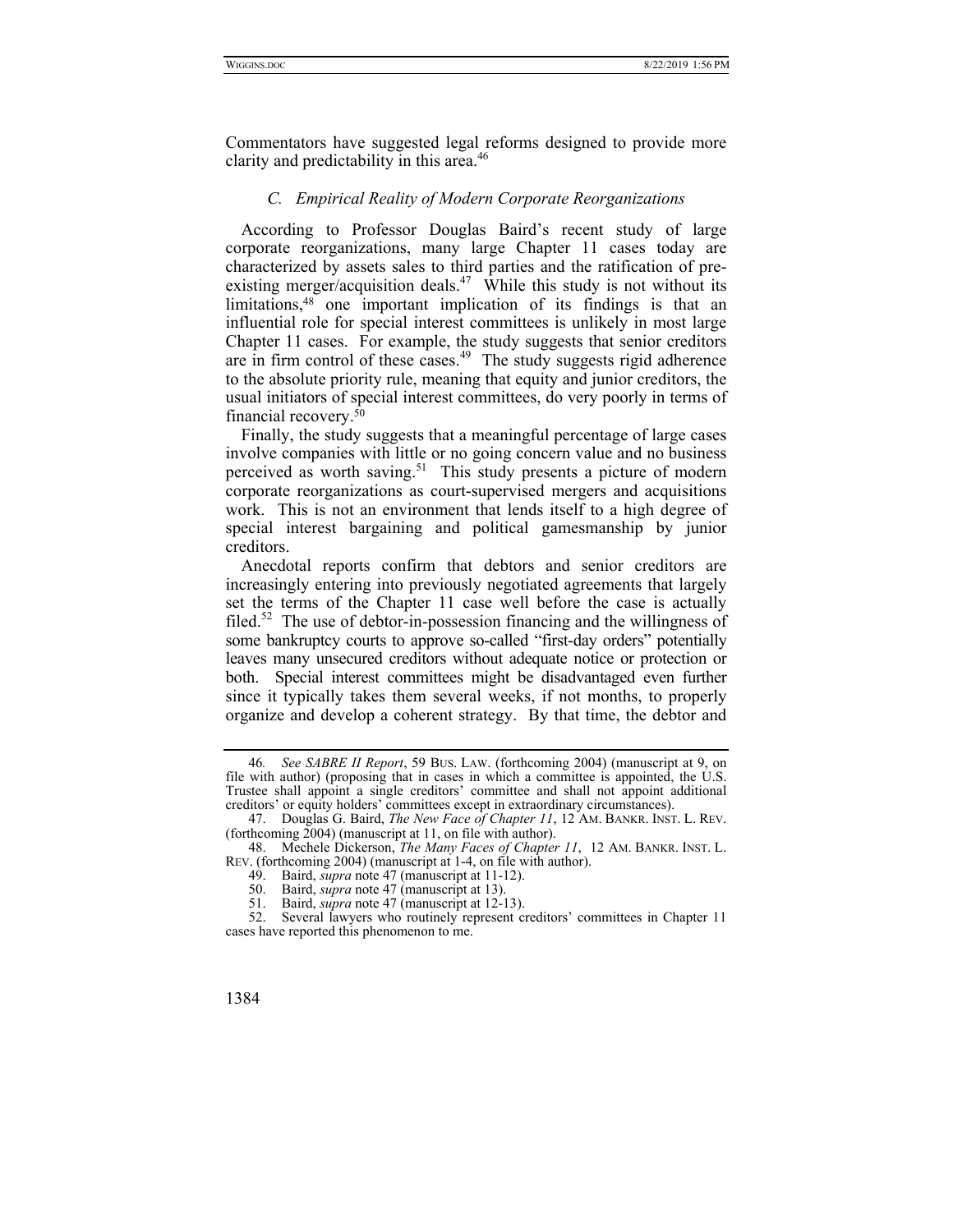Commentators have suggested legal reforms designed to provide more clarity and predictability in this area.[46]

### *C. Empirical Reality of Modern Corporate Reorganizations*

According to Professor Douglas Baird's recent study of large corporate reorganizations, many large Chapter 11 cases today are characterized by assets sales to third parties and the ratification of pre-existing merger/acquisition deals.[47] While this study is not without its limitations,[48] one important implication of its findings is that an influential role for special interest committees is unlikely in most large Chapter 11 cases. For example, the study suggests that senior creditors are in firm control of these cases.[49] The study suggests rigid adherence to the absolute priority rule, meaning that equity and junior creditors, the usual initiators of special interest committees, do very poorly in terms of financial recovery.[50]

Finally, the study suggests that a meaningful percentage of large cases involve companies with little or no going concern value and no business perceived as worth saving.[51] This study presents a picture of modern corporate reorganizations as court-supervised mergers and acquisitions work. This is not an environment that lends itself to a high degree of special interest bargaining and political gamesmanship by junior creditors.

Anecdotal reports confirm that debtors and senior creditors are increasingly entering into previously negotiated agreements that largely set the terms of the Chapter 11 case well before the case is actually filed.[52] The use of debtor-in-possession financing and the willingness of some bankruptcy courts to approve so-called "first-day orders" potentially leaves many unsecured creditors without adequate notice or protection or both. Special interest committees might be disadvantaged even further since it typically takes them several weeks, if not months, to properly organize and develop a coherent strategy. By that time, the debtor and

---

46. *See SABRE II Report*, 59 BUS. LAW. (forthcoming 2004) (manuscript at 9, on file with author) (proposing that in cases in which a committee is appointed, the U.S. Trustee shall appoint a single creditors' committee and shall not appoint additional creditors' or equity holders' committees except in extraordinary circumstances).

47. Douglas G. Baird, *The New Face of Chapter 11*, 12 AM. BANKR. INST. L. REV. (forthcoming 2004) (manuscript at 11, on file with author).

48. Mechele Dickerson, *The Many Faces of Chapter 11*, 12 AM. BANKR. INST. L. REV. (forthcoming 2004) (manuscript at 1-4, on file with author).

49. Baird, *supra* note 47 (manuscript at 11-12).

50. Baird, *supra* note 47 (manuscript at 13).

51. Baird, *supra* note 47 (manuscript at 12-13).

52. Several lawyers who routinely represent creditors' committees in Chapter 11 cases have reported this phenomenon to me.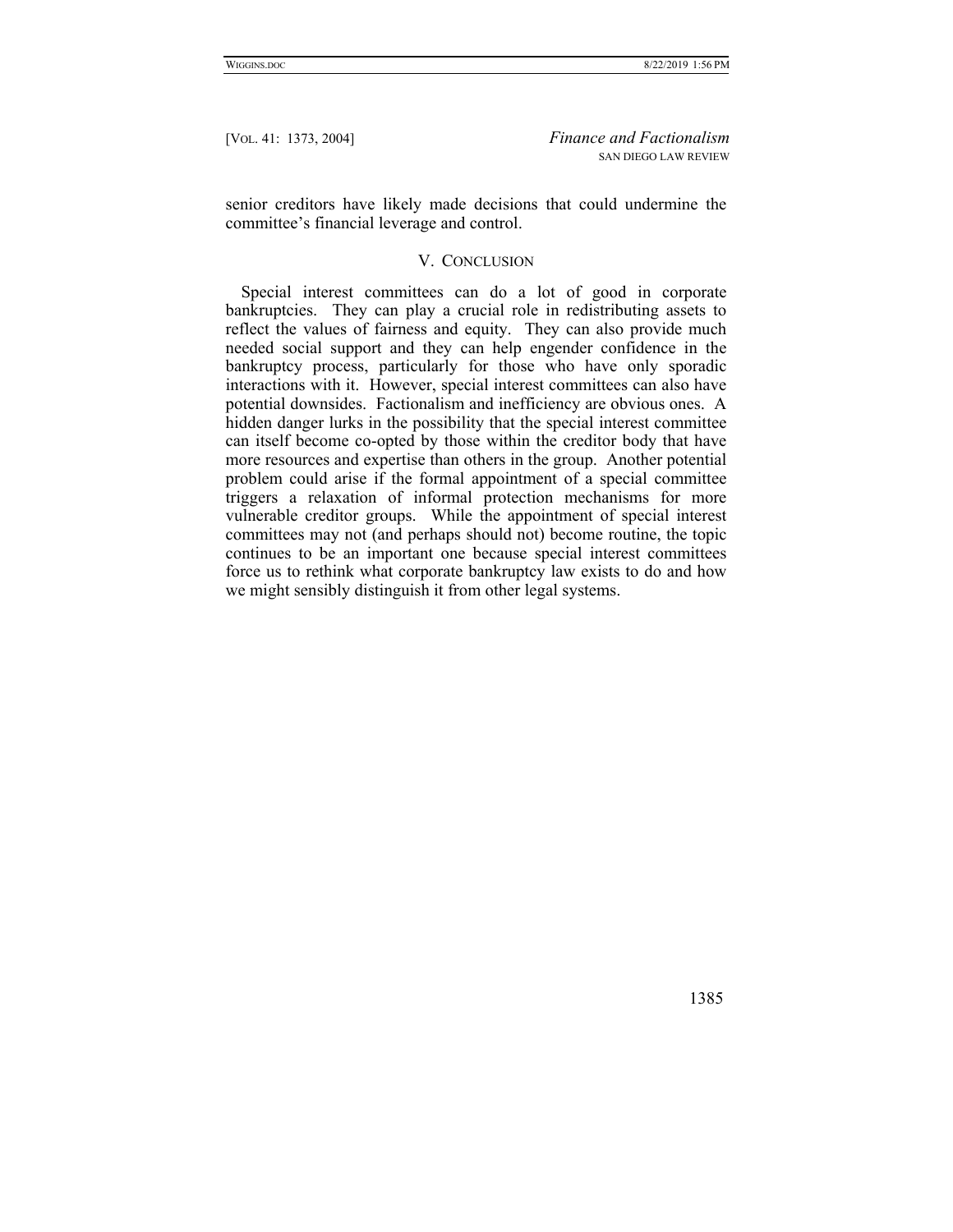senior creditors have likely made decisions that could undermine the committee's financial leverage and control.

## V. CONCLUSION

Special interest committees can do a lot of good in corporate bankruptcies. They can play a crucial role in redistributing assets to reflect the values of fairness and equity. They can also provide much needed social support and they can help engender confidence in the bankruptcy process, particularly for those who have only sporadic interactions with it. However, special interest committees can also have potential downsides. Factionalism and inefficiency are obvious ones. A hidden danger lurks in the possibility that the special interest committee can itself become co-opted by those within the creditor body that have more resources and expertise than others in the group. Another potential problem could arise if the formal appointment of a special committee triggers a relaxation of informal protection mechanisms for more vulnerable creditor groups. While the appointment of special interest committees may not (and perhaps should not) become routine, the topic continues to be an important one because special interest committees force us to rethink what corporate bankruptcy law exists to do and how we might sensibly distinguish it from other legal systems.